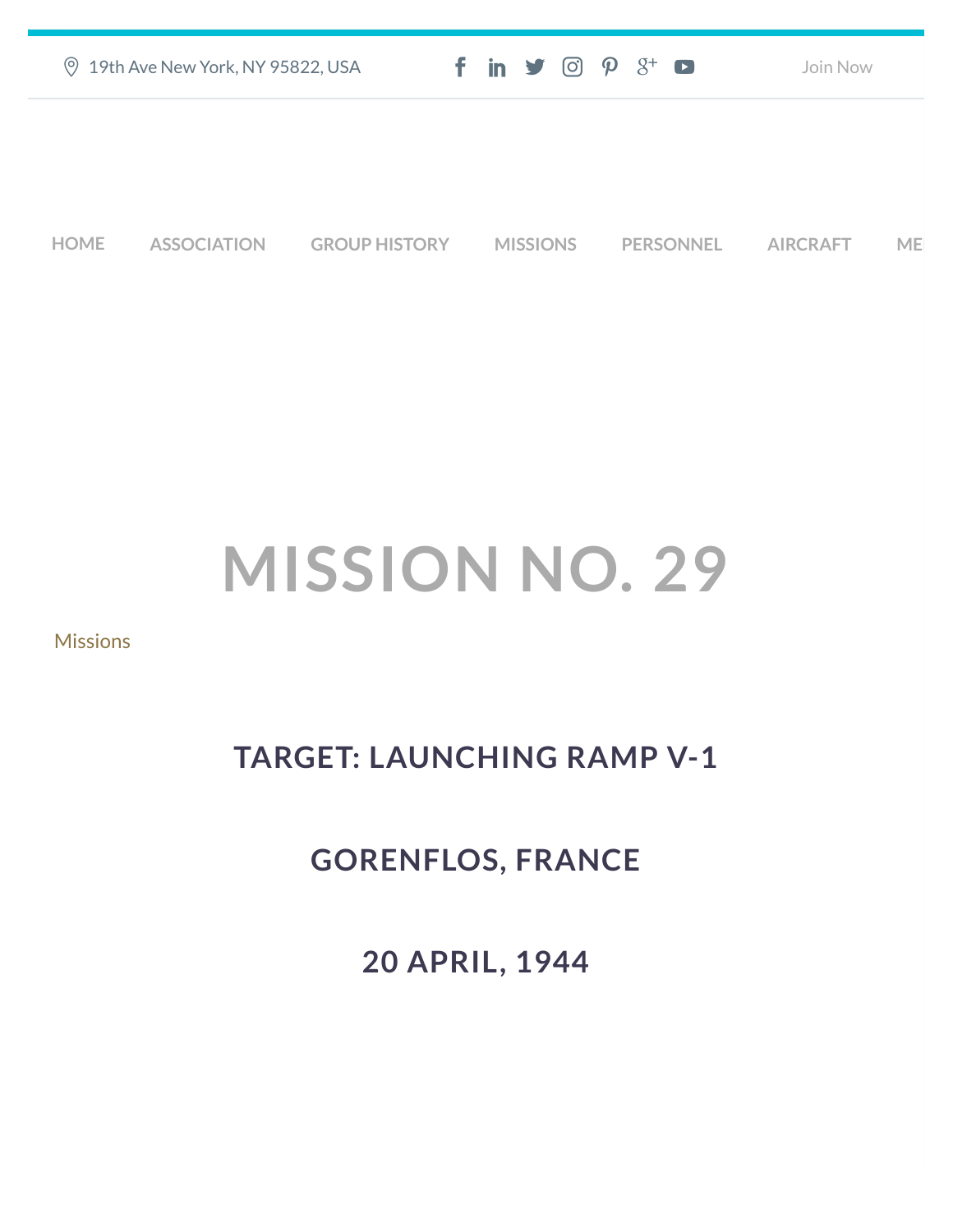19th Ave New York, NY 95822, USA

Join Now

HOME ASSOCIATION GROUP HISTORY MISSIONS PERSONNEL AIRCRAFT ME

# MISSION NO. 29

Missions

## TARGET: LAUNCHING RAMP V-1

## GORENFLOS, FRANCE

## 20 APRIL, 1944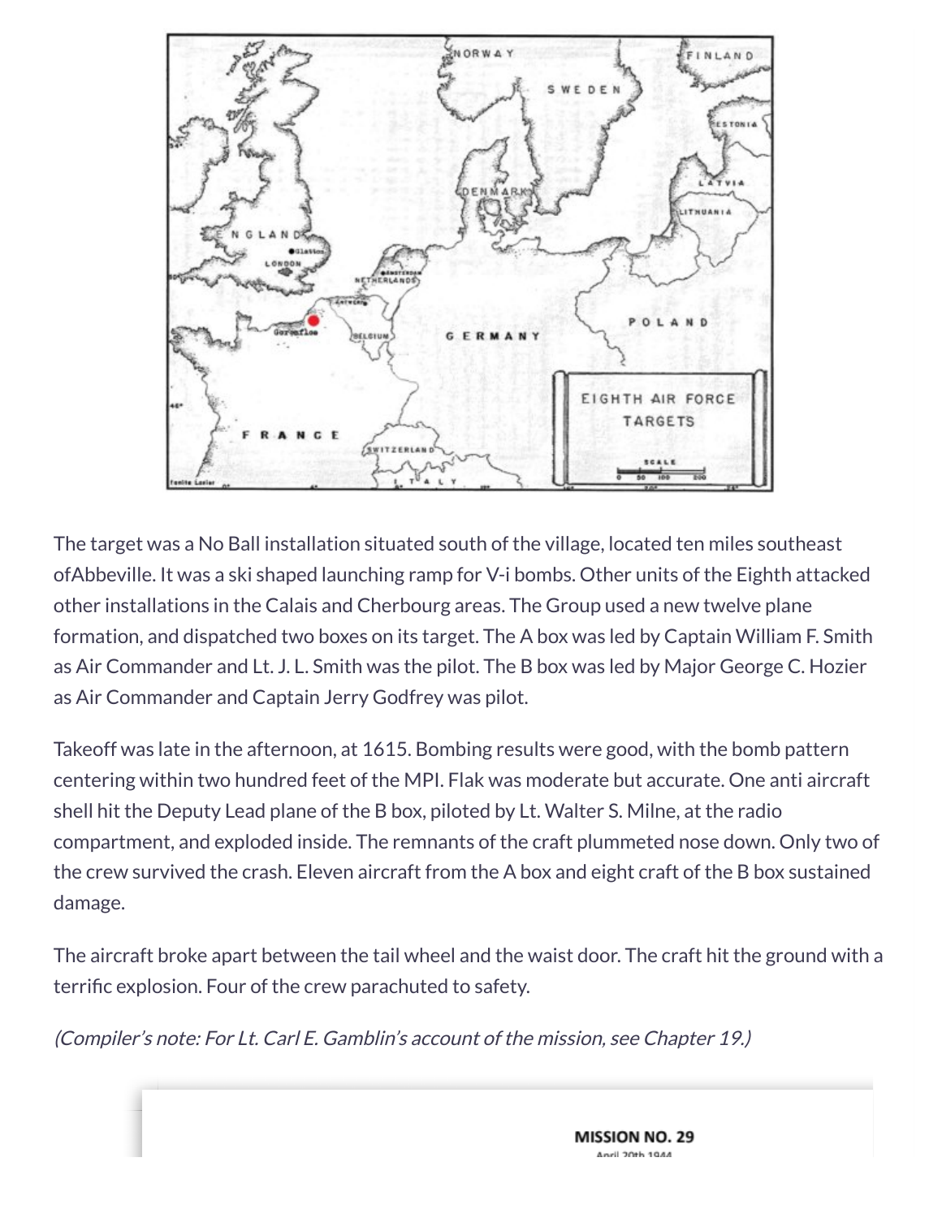The target was a No Ball installation situated south of the village, located ten miles southeast ofAbbeville. It was a ski shaped launching ramp for V-i bombs. Other units of the Eighth attacked other installations in the Calais and Cherbourg areas. The Group used a new twelve plane formation, and dispatched two boxes on its target. The A box was led by Captain William F. Smith as Air Commander and Lt. J. L. Smith was the pilot. The B box was led by Major George C. Hozier as Air Commander and Captain Jerry Godfrey was pilot.

Takeoff was late in the afternoon, at 1615. Bombing results were good, with the bomb pattern centering within two hundred feet of the MPI. Flak was moderate but accurate. One anti aircraft shell hit the Deputy Lead plane of the B box, piloted by Lt. Walter S. Milne, at the radio compartment, and exploded inside. The remnants of the craft plummeted nose down. Only two of the crew survived the crash. Eleven aircraft from the A box and eight craft of the B box sustained damage.

The aircraft broke apart between the tail wheel and the waist door. The craft hit the ground with a terrific explosion. Four of the crew parachuted to safety.

*(Compiler's note: For Lt. Carl E. Gamblin's account of the mission, see Chapter 19.)*

**MISSION NO. 29**

April 20th 1944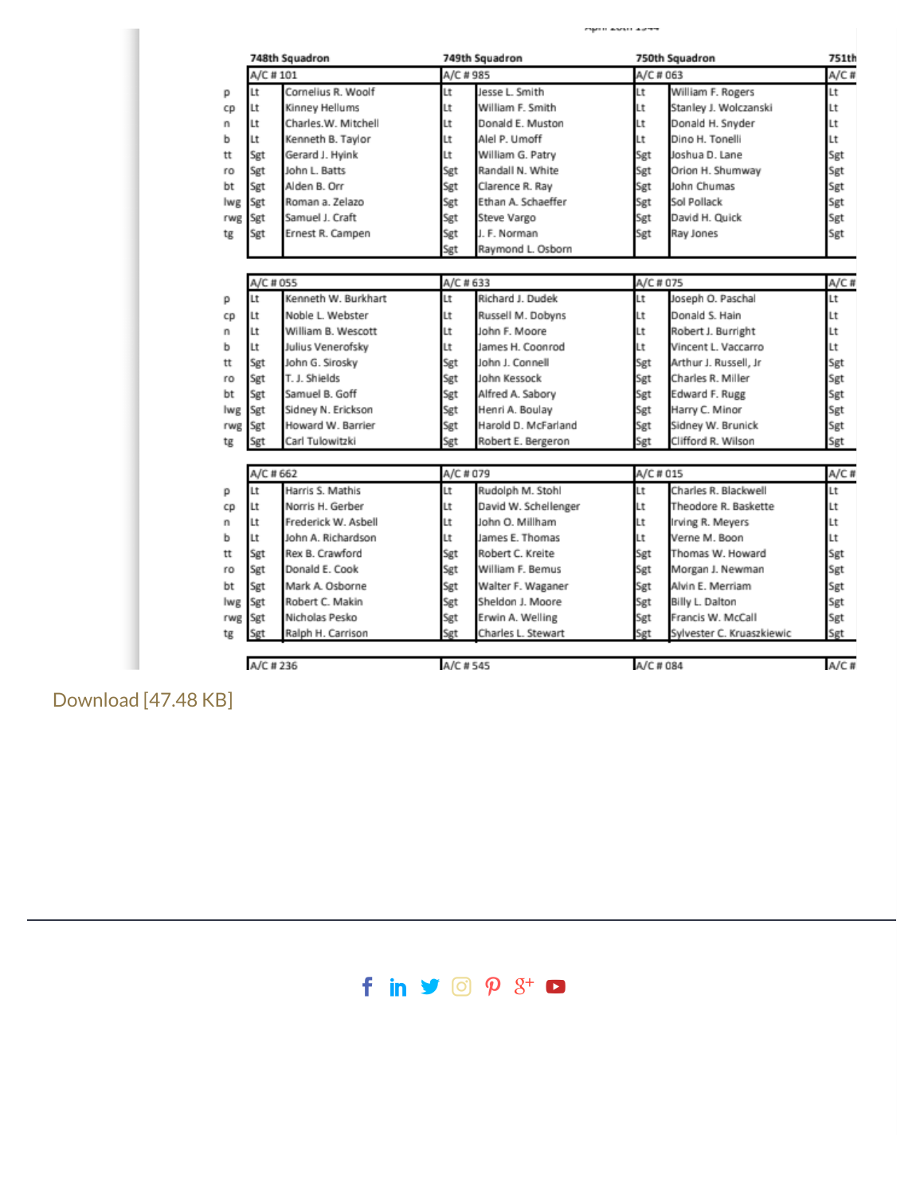April 20th 1944

| | 748th Squadron | | 749th Squadron | | 750th Squadron | | 751th |
|---|---|---|---|---|---|---|---|
| | A/C # 101 | | A/C # 985 | | A/C # 063 | | A/C # |
| p | Lt | Cornelius R. Woolf | Lt | Jesse L. Smith | Lt | William F. Rogers | Lt |
| cp | Lt | Kinney Hellums | Lt | William F. Smith | Lt | Stanley J. Wolczanski | Lt |
| n | Lt | Charles.W. Mitchell | Lt | Donald E. Muston | Lt | Donald H. Snyder | Lt |
| b | Lt | Kenneth B. Taylor | Lt | Alel P. Umoff | Lt | Dino H. Tonelli | Lt |
| tt | Sgt | Gerard J. Hyink | Lt | William G. Patry | Sgt | Joshua D. Lane | Sgt |
| ro | Sgt | John L. Batts | Sgt | Randall N. White | Sgt | Orion H. Shumway | Sgt |
| bt | Sgt | Alden B. Orr | Sgt | Clarence R. Ray | Sgt | John Chumas | Sgt |
| lwg | Sgt | Roman a. Zelazo | Sgt | Ethan A. Schaeffer | Sgt | Sol Pollack | Sgt |
| rwg | Sgt | Samuel J. Craft | Sgt | Steve Vargo | Sgt | David H. Quick | Sgt |
| tg | Sgt | Ernest R. Campen | Sgt | J. F. Norman | Sgt | Ray Jones | Sgt |
| | | | Sgt | Raymond L. Osborn | | | |
| | A/C # 055 | | A/C # 633 | | A/C # 075 | | A/C # |
| p | Lt | Kenneth W. Burkhart | Lt | Richard J. Dudek | Lt | Joseph O. Paschal | Lt |
| cp | Lt | Noble L. Webster | Lt | Russell M. Dobyns | Lt | Donald S. Hain | Lt |
| n | Lt | William B. Wescott | Lt | John F. Moore | Lt | Robert J. Burright | Lt |
| b | Lt | Julius Venerofsky | Lt | James H. Coonrod | Lt | Vincent L. Vaccarro | Lt |
| tt | Sgt | John G. Sirosky | Sgt | John J. Connell | Sgt | Arthur J. Russell, Jr | Sgt |
| ro | Sgt | T. J. Shields | Sgt | John Kessock | Sgt | Charles R. Miller | Sgt |
| bt | Sgt | Samuel B. Goff | Sgt | Alfred A. Sabory | Sgt | Edward F. Rugg | Sgt |
| lwg | Sgt | Sidney N. Erickson | Sgt | Henri A. Boulay | Sgt | Harry C. Minor | Sgt |
| rwg | Sgt | Howard W. Barrier | Sgt | Harold D. McFarland | Sgt | Sidney W. Brunick | Sgt |
| tg | Sgt | Carl Tulowitzki | Sgt | Robert E. Bergeron | Sgt | Clifford R. Wilson | Sgt |
| | A/C # 662 | | A/C # 079 | | A/C # 015 | | A/C # |
| p | Lt | Harris S. Mathis | Lt | Rudolph M. Stohl | Lt | Charles R. Blackwell | Lt |
| cp | Lt | Norris H. Gerber | Lt | David W. Schellenger | Lt | Theodore R. Baskette | Lt |
| n | Lt | Frederick W. Asbell | Lt | John O. Millham | Lt | Irving R. Meyers | Lt |
| b | Lt | John A. Richardson | Lt | James E. Thomas | Lt | Verne M. Boon | Lt |
| tt | Sgt | Rex B. Crawford | Sgt | Robert C. Kreite | Sgt | Thomas W. Howard | Sgt |
| ro | Sgt | Donald E. Cook | Sgt | William F. Bemus | Sgt | Morgan J. Newman | Sgt |
| bt | Sgt | Mark A. Osborne | Sgt | Walter F. Waganer | Sgt | Alvin E. Merriam | Sgt |
| lwg | Sgt | Robert C. Makin | Sgt | Sheldon J. Moore | Sgt | Billy L. Dalton | Sgt |
| rwg | Sgt | Nicholas Pesko | Sgt | Erwin A. Welling | Sgt | Francis W. McCall | Sgt |
| tg | Sgt | Ralph H. Carrison | Sgt | Charles L. Stewart | Sgt | Sylvester C. Kruaszkiewic | Sgt |
| | A/C # 236 | | A/C # 545 | | A/C # 084 | | A/C # |

Download [47.48 KB]